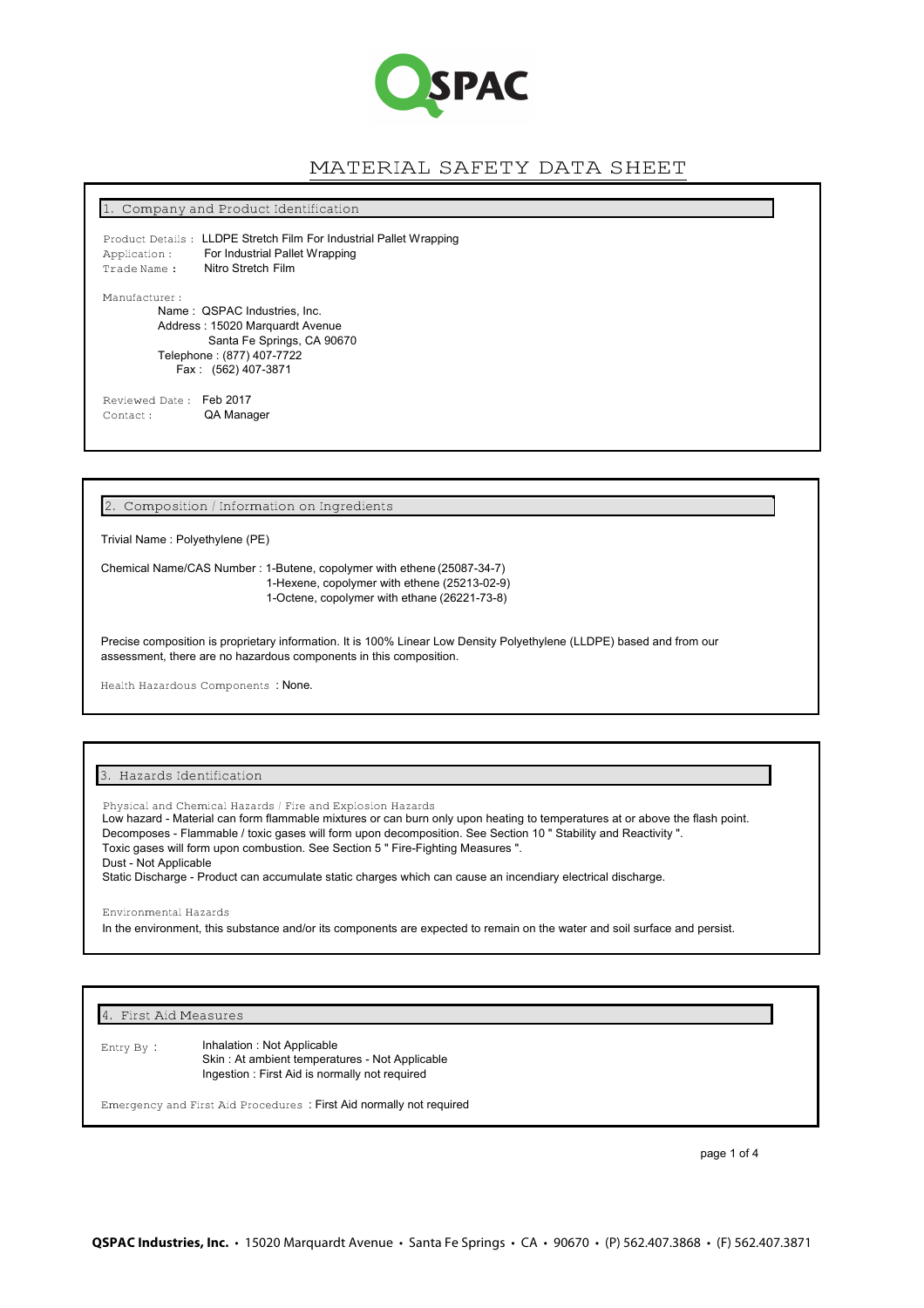QSPAC

# MATERIAL SAFETY DATA SHEET

## 1. Company and Product Identification

Product Details : LLDPE Stretch Film For Industrial Pallet Wrapping
Application : For Industrial Pallet Wrapping
Trade Name : Nitro Stretch Film

Manufacturer :
Name : QSPAC Industries, Inc.
Address : 15020 Marquardt Avenue
Santa Fe Springs, CA 90670
Telephone : (877) 407-7722
Fax : (562) 407-3871

Reviewed Date : Feb 2017
Contact : QA Manager

## 2. Composition / Information on Ingredients

Trivial Name : Polyethylene (PE)

Chemical Name/CAS Number : 1-Butene, copolymer with ethene (25087-34-7)
1-Hexene, copolymer with ethene (25213-02-9)
1-Octene, copolymer with ethane (26221-73-8)

Precise composition is proprietary information. It is 100% Linear Low Density Polyethylene (LLDPE) based and from our assessment, there are no hazardous components in this composition.

Health Hazardous Components : None.

## 3. Hazards Identification

Physical and Chemical Hazards / Fire and Explosion Hazards
Low hazard - Material can form flammable mixtures or can burn only upon heating to temperatures at or above the flash point.
Decomposes - Flammable / toxic gases will form upon decomposition. See Section 10 " Stability and Reactivity ".
Toxic gases will form upon combustion. See Section 5 " Fire-Fighting Measures ".
Dust - Not Applicable
Static Discharge - Product can accumulate static charges which can cause an incendiary electrical discharge.

Environmental Hazards
In the environment, this substance and/or its components are expected to remain on the water and soil surface and persist.

## 4. First Aid Measures

Entry By :
Inhalation : Not Applicable
Skin : At ambient temperatures - Not Applicable
Ingestion : First Aid is normally not required

Emergency and First Aid Procedures : First Aid normally not required

QSPAC Industries, Inc. • 15020 Marquardt Avenue • Santa Fe Springs • CA • 90670 • (P) 562.407.3868 • (F) 562.407.3871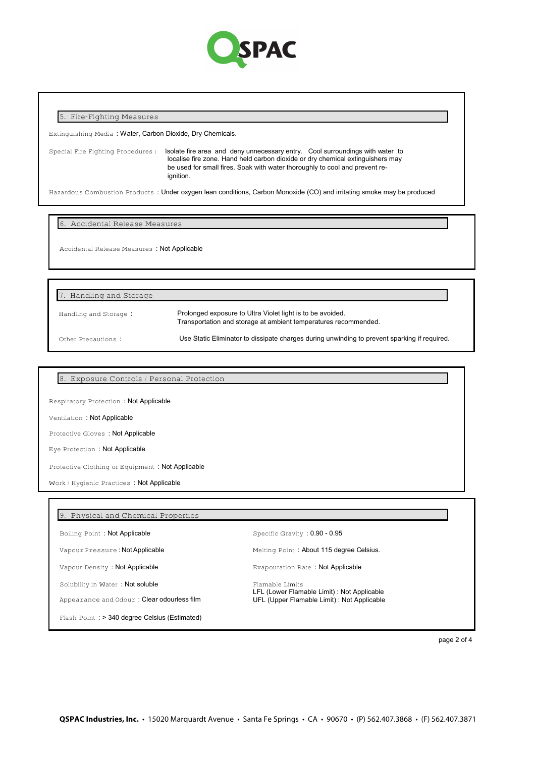## 5. Fire-Fighting Measures

Extinguishing Media : Water, Carbon Dioxide, Dry Chemicals.

Special Fire Fighting Procedures : Isolate fire area and deny unnecessary entry. Cool surroundings with water to localise fire zone. Hand held carbon dioxide or dry chemical extinguishers may be used for small fires. Soak with water thoroughly to cool and prevent re-ignition.

Hazardous Combustion Products : Under oxygen lean conditions, Carbon Monoxide (CO) and irritating smoke may be produced

## 6. Accidental Release Measures

Accidental Release Measures : Not Applicable

## 7. Handling and Storage

Handling and Storage : Prolonged exposure to Ultra Violet light is to be avoided. Transportation and storage at ambient temperatures recommended.

Other Precautions : Use Static Eliminator to dissipate charges during unwinding to prevent sparking if required.

## 8. Exposure Controls / Personal Protection

Respiratory Protection : Not Applicable

Ventilation : Not Applicable

Protective Gloves : Not Applicable

Eye Protection : Not Applicable

Protective Clothing or Equipment : Not Applicable

Work / Hygienic Practices : Not Applicable

## 9. Physical and Chemical Properties

Boiling Point : Not Applicable

Vapour Pressure : Not Applicable

Vapour Density : Not Applicable

Solubility in Water : Not soluble

Appearance and Odour : Clear odourless film

Flash Point : > 340 degree Celsius (Estimated)

Specific Gravity : 0.90 - 0.95

Melting Point : About 115 degree Celsius.

Evapouration Rate : Not Applicable

Flamable Limits
LFL (Lower Flamable Limit) : Not Applicable
UFL (Upper Flamable Limit) : Not Applicable

QSPAC Industries, Inc. • 15020 Marquardt Avenue • Santa Fe Springs • CA • 90670 • (P) 562.407.3868 • (F) 562.407.3871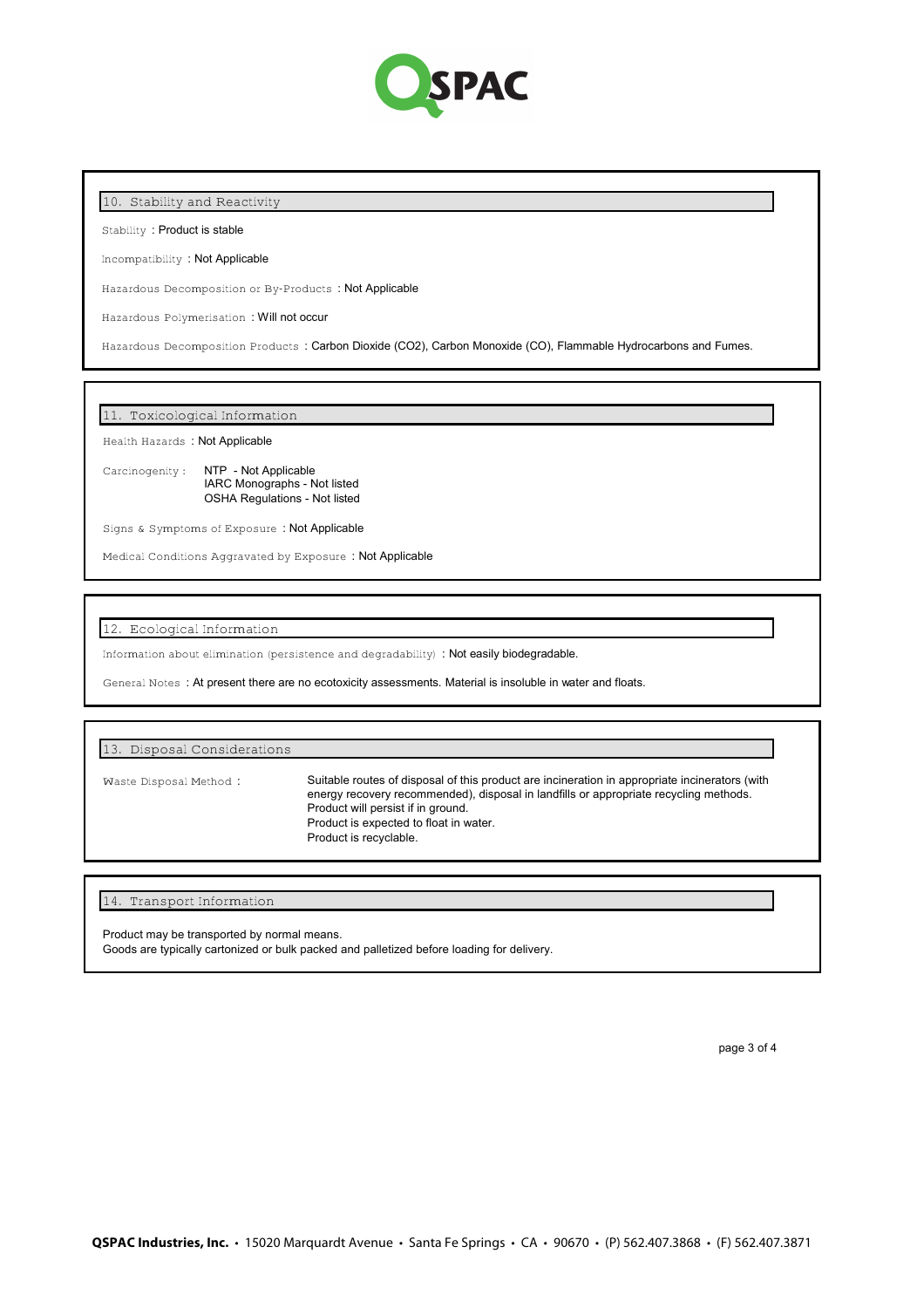## 10. Stability and Reactivity

Stability : Product is stable

Incompatibility : Not Applicable

Hazardous Decomposition or By-Products : Not Applicable

Hazardous Polymerisation : Will not occur

Hazardous Decomposition Products : Carbon Dioxide ($CO_2$), Carbon Monoxide (CO), Flammable Hydrocarbons and Fumes.

## 11. Toxicological Information

Health Hazards : Not Applicable

Carcinogenity :
NTP - Not Applicable
IARC Monographs - Not listed
OSHA Regulations - Not listed

Signs & Symptoms of Exposure : Not Applicable

Medical Conditions Aggravated by Exposure : Not Applicable

## 12. Ecological Information

Information about elimination (persistence and degradability) : Not easily biodegradable.

General Notes : At present there are no ecotoxicity assessments. Material is insoluble in water and floats.

## 13. Disposal Considerations

Waste Disposal Method :

Suitable routes of disposal of this product are incineration in appropriate incinerators (with energy recovery recommended), disposal in landfills or appropriate recycling methods.
Product will persist if in ground.
Product is expected to float in water.
Product is recyclable.

## 14. Transport Information

Product may be transported by normal means.
Goods are typically cartonized or bulk packed and palletized before loading for delivery.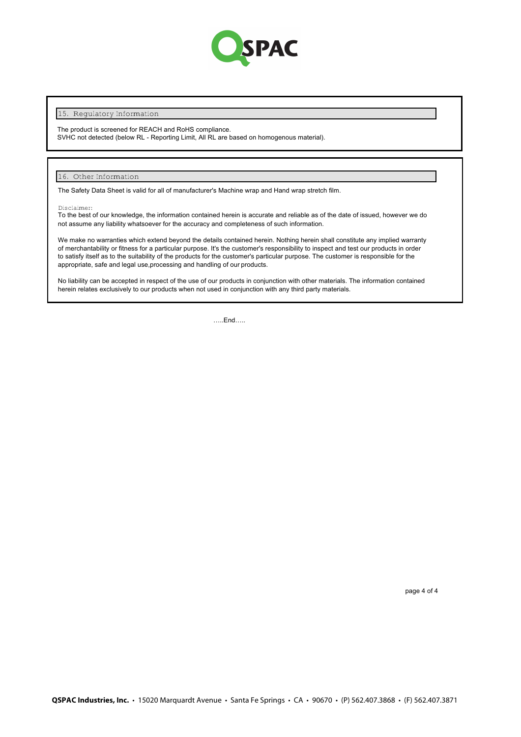## 15. Regulatory Information

The product is screened for REACH and RoHS compliance.
SVHC not detected (below RL - Reporting Limit, All RL are based on homogenous material).

## 16. Other Information

The Safety Data Sheet is valid for all of manufacturer's Machine wrap and Hand wrap stretch film.

Disclaimer:
To the best of our knowledge, the information contained herein is accurate and reliable as of the date of issued, however we do not assume any liability whatsoever for the accuracy and completeness of such information.

We make no warranties which extend beyond the details contained herein. Nothing herein shall constitute any implied warranty of merchantability or fitness for a particular purpose. It's the customer's responsibility to inspect and test our products in order to satisfy itself as to the suitability of the products for the customer's particular purpose. The customer is responsible for the appropriate, safe and legal use,processing and handling of our products.

No liability can be accepted in respect of the use of our products in conjunction with other materials. The information contained herein relates exclusively to our products when not used in conjunction with any third party materials.

…..End…..